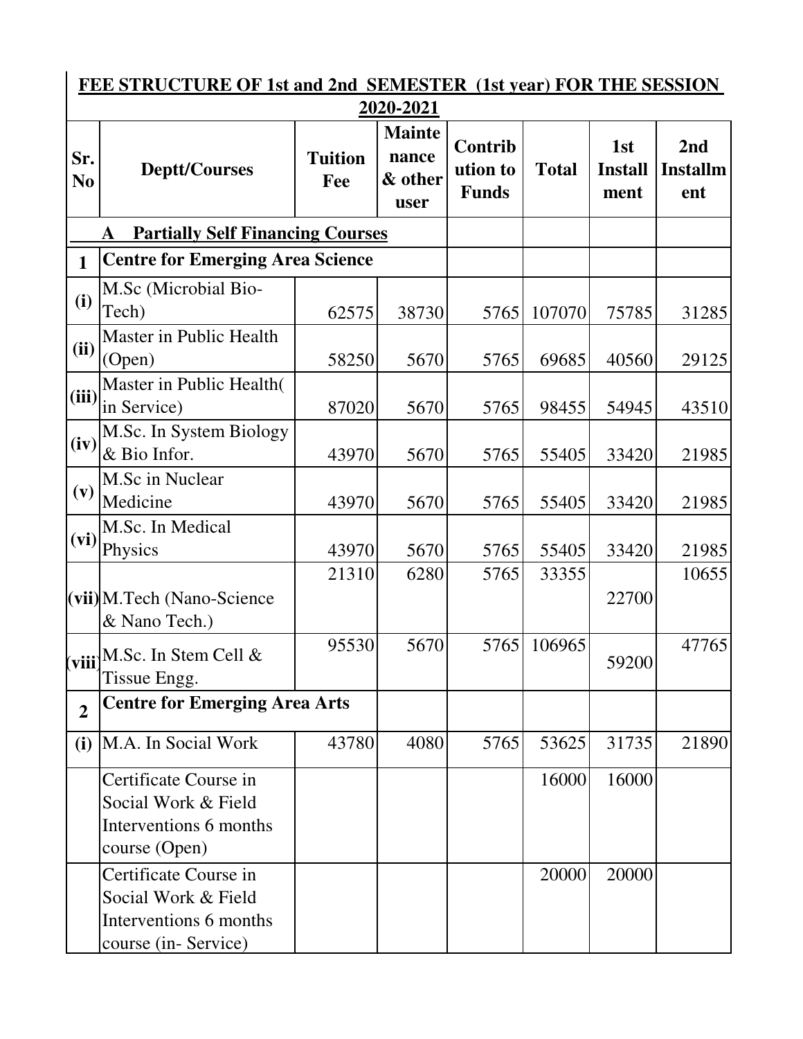**FEE STRUCTURE OF 1st and 2nd SEMESTER (1st year) FOR THE SESSION 2020-2021**

| Sr. No | Deptt/Courses | Tuition Fee | Maintenance & other user | Contribution to Funds | Total | 1st Installment | 2nd Installment |
|---|---|---|---|---|---|---|---|
| | **A Partially Self Financing Courses** | | | | | | |
| **1** | **Centre for Emerging Area Science** | | | | | | |
| **(i)** | M.Sc (Microbial Bio-Tech) | 62575 | 38730 | 5765 | 107070 | 75785 | 31285 |
| **(ii)** | Master in Public Health (Open) | 58250 | 5670 | 5765 | 69685 | 40560 | 29125 |
| **(iii)** | Master in Public Health( in Service) | 87020 | 5670 | 5765 | 98455 | 54945 | 43510 |
| **(iv)** | M.Sc. In System Biology & Bio Infor. | 43970 | 5670 | 5765 | 55405 | 33420 | 21985 |
| **(v)** | M.Sc in Nuclear Medicine | 43970 | 5670 | 5765 | 55405 | 33420 | 21985 |
| **(vi)** | M.Sc. In Medical Physics | 43970 | 5670 | 5765 | 55405 | 33420 | 21985 |
| **(vii)** | M.Tech (Nano-Science & Nano Tech.) | 21310 | 6280 | 5765 | 33355 | 22700 | 10655 |
| **(viii)** | M.Sc. In Stem Cell & Tissue Engg. | 95530 | 5670 | 5765 | 106965 | 59200 | 47765 |
| **2** | **Centre for Emerging Area Arts** | | | | | | |
| **(i)** | M.A. In Social Work | 43780 | 4080 | 5765 | 53625 | 31735 | 21890 |
| | Certificate Course in Social Work & Field Interventions 6 months course (Open) | | | | 16000 | 16000 | |
| | Certificate Course in Social Work & Field Interventions 6 months course (in- Service) | | | | 20000 | 20000 | |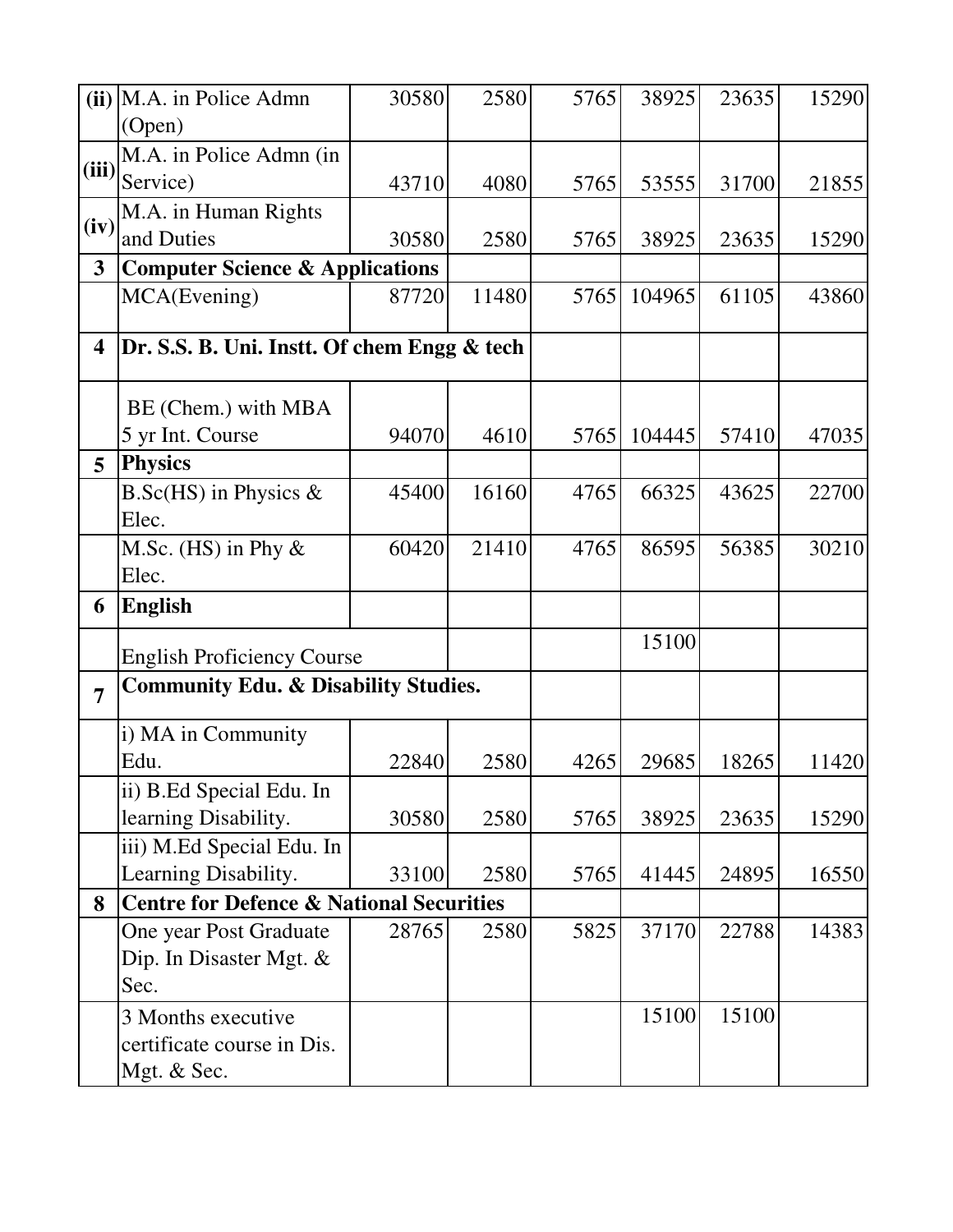| | | | | | | | |
|---|---|---|---|---|---|---|---|
| **(ii)** | M.A. in Police Admn (Open) | 30580 | 2580 | 5765 | 38925 | 23635 | 15290 |
| **(iii)** | M.A. in Police Admn (in Service) | 43710 | 4080 | 5765 | 53555 | 31700 | 21855 |
| **(iv)** | M.A. in Human Rights and Duties | 30580 | 2580 | 5765 | 38925 | 23635 | 15290 |
| **3** | **Computer Science & Applications** | | | | | | |
| | MCA(Evening) | 87720 | 11480 | 5765 | 104965 | 61105 | 43860 |
| **4** | **Dr. S.S. B. Uni. Instt. Of chem Engg & tech** | | | | | | |
| | BE (Chem.) with MBA 5 yr Int. Course | 94070 | 4610 | 5765 | 104445 | 57410 | 47035 |
| **5** | **Physics** | | | | | | |
| | B.Sc(HS) in Physics & Elec. | 45400 | 16160 | 4765 | 66325 | 43625 | 22700 |
| | M.Sc. (HS) in Phy & Elec. | 60420 | 21410 | 4765 | 86595 | 56385 | 30210 |
| **6** | **English** | | | | | | |
| | English Proficiency Course | | | | 15100 | | |
| **7** | **Community Edu. & Disability Studies.** | | | | | | |
| | i) MA in Community Edu. | 22840 | 2580 | 4265 | 29685 | 18265 | 11420 |
| | ii) B.Ed Special Edu. In learning Disability. | 30580 | 2580 | 5765 | 38925 | 23635 | 15290 |
| | iii) M.Ed Special Edu. In Learning Disability. | 33100 | 2580 | 5765 | 41445 | 24895 | 16550 |
| **8** | **Centre for Defence & National Securities** | | | | | | |
| | One year Post Graduate Dip. In Disaster Mgt. & Sec. | 28765 | 2580 | 5825 | 37170 | 22788 | 14383 |
| | 3 Months executive certificate course in Dis. Mgt. & Sec. | | | | 15100 | 15100 | |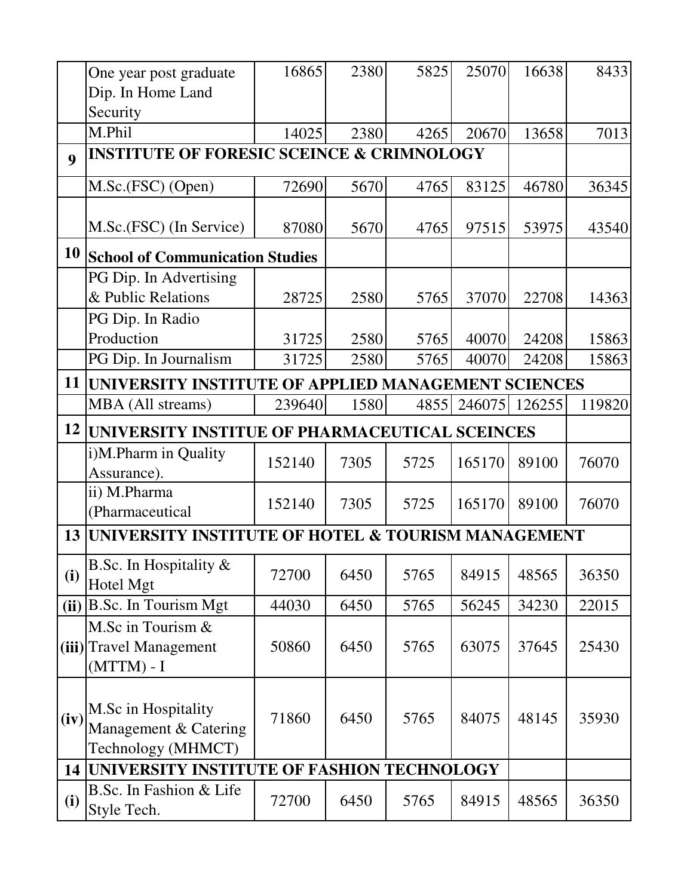| | | | | | | | |
|---|---|---|---|---|---|---|---|
| | One year post graduate Dip. In Home Land Security | 16865 | 2380 | 5825 | 25070 | 16638 | 8433 |
| | M.Phil | 14025 | 2380 | 4265 | 20670 | 13658 | 7013 |
| **9** | **INSTITUTE OF FORESIC SCEINCE & CRIMNOLOGY** | | | | | | |
| | M.Sc.(FSC) (Open) | 72690 | 5670 | 4765 | 83125 | 46780 | 36345 |
| | M.Sc.(FSC) (In Service) | 87080 | 5670 | 4765 | 97515 | 53975 | 43540 |
| **10** | **School of Communication Studies** | | | | | | |
| | PG Dip. In Advertising & Public Relations | 28725 | 2580 | 5765 | 37070 | 22708 | 14363 |
| | PG Dip. In Radio Production | 31725 | 2580 | 5765 | 40070 | 24208 | 15863 |
| | PG Dip. In Journalism | 31725 | 2580 | 5765 | 40070 | 24208 | 15863 |
| **11** | **UNIVERSITY INSTITUTE OF APPLIED MANAGEMENT SCIENCES** | | | | | | |
| | MBA (All streams) | 239640 | 1580 | 4855 | 246075 | 126255 | 119820 |
| **12** | **UNIVERSITY INSTITUE OF PHARMACEUTICAL SCEINCES** | | | | | | |
| | i)M.Pharm in Quality Assurance). | 152140 | 7305 | 5725 | 165170 | 89100 | 76070 |
| | ii) M.Pharma (Pharmaceutical | 152140 | 7305 | 5725 | 165170 | 89100 | 76070 |
| **13** | **UNIVERSITY INSTITUTE OF HOTEL & TOURISM MANAGEMENT** | | | | | | |
| **(i)** | B.Sc. In Hospitality & Hotel Mgt | 72700 | 6450 | 5765 | 84915 | 48565 | 36350 |
| **(ii)** | B.Sc. In Tourism Mgt | 44030 | 6450 | 5765 | 56245 | 34230 | 22015 |
| **(iii)** | M.Sc in Tourism & Travel Management (MTTM) - I | 50860 | 6450 | 5765 | 63075 | 37645 | 25430 |
| **(iv)** | M.Sc in Hospitality Management & Catering Technology (MHMCT) | 71860 | 6450 | 5765 | 84075 | 48145 | 35930 |
| **14** | **UNIVERSITY INSTITUTE OF FASHION TECHNOLOGY** | | | | | | |
| **(i)** | B.Sc. In Fashion & Life Style Tech. | 72700 | 6450 | 5765 | 84915 | 48565 | 36350 |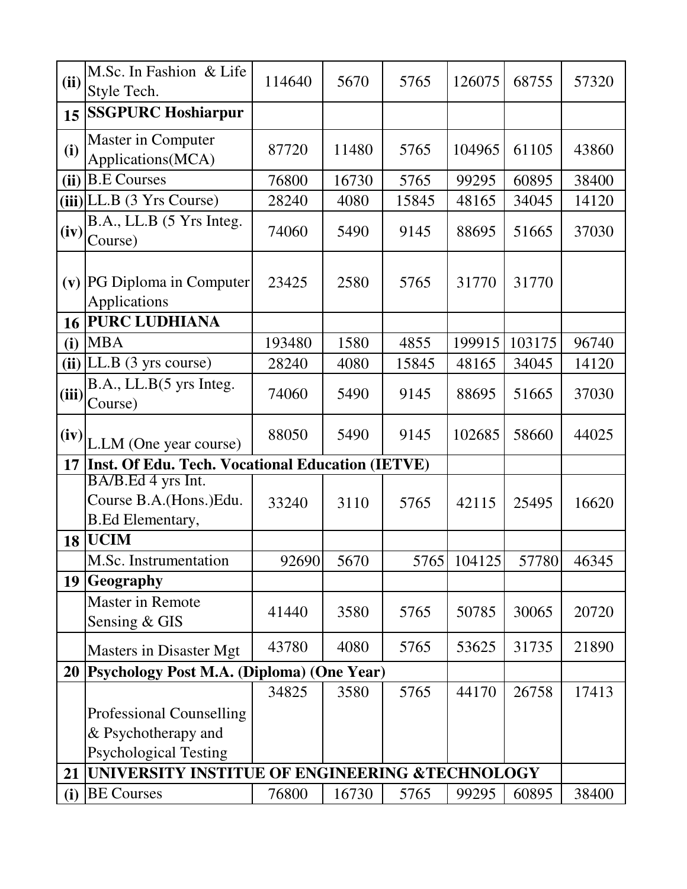| | | | | | | | |
|---|---|---|---|---|---|---|---|
| **(ii)** | M.Sc. In Fashion & Life Style Tech. | 114640 | 5670 | 5765 | 126075 | 68755 | 57320 |
| **15** | **SSGPURC Hoshiarpur** | | | | | | |
| **(i)** | Master in Computer Applications(MCA) | 87720 | 11480 | 5765 | 104965 | 61105 | 43860 |
| **(ii)** | B.E Courses | 76800 | 16730 | 5765 | 99295 | 60895 | 38400 |
| **(iii)** | LL.B (3 Yrs Course) | 28240 | 4080 | 15845 | 48165 | 34045 | 14120 |
| **(iv)** | B.A., LL.B (5 Yrs Integ. Course) | 74060 | 5490 | 9145 | 88695 | 51665 | 37030 |
| **(v)** | PG Diploma in Computer Applications | 23425 | 2580 | 5765 | 31770 | 31770 | |
| **16** | **PURC LUDHIANA** | | | | | | |
| **(i)** | MBA | 193480 | 1580 | 4855 | 199915 | 103175 | 96740 |
| **(ii)** | LL.B (3 yrs course) | 28240 | 4080 | 15845 | 48165 | 34045 | 14120 |
| **(iii)** | B.A., LL.B(5 yrs Integ. Course) | 74060 | 5490 | 9145 | 88695 | 51665 | 37030 |
| **(iv)** | L.LM (One year course) | 88050 | 5490 | 9145 | 102685 | 58660 | 44025 |
| **17** | **Inst. Of Edu. Tech. Vocational Education (IETVE)** | | | | | | |
| | BA/B.Ed 4 yrs Int. Course B.A.(Hons.)Edu. B.Ed Elementary, | 33240 | 3110 | 5765 | 42115 | 25495 | 16620 |
| **18** | **UCIM** | | | | | | |
| | M.Sc. Instrumentation | 92690 | 5670 | 5765 | 104125 | 57780 | 46345 |
| **19** | **Geography** | | | | | | |
| | Master in Remote Sensing & GIS | 41440 | 3580 | 5765 | 50785 | 30065 | 20720 |
| | Masters in Disaster Mgt | 43780 | 4080 | 5765 | 53625 | 31735 | 21890 |
| **20** | **Psychology Post M.A. (Diploma) (One Year)** | | | | | | |
| | Professional Counselling & Psychotherapy and Psychological Testing | 34825 | 3580 | 5765 | 44170 | 26758 | 17413 |
| **21** | **UNIVERSITY INSTITUE OF ENGINEERING &TECHNOLOGY** | | | | | | |
| **(i)** | BE Courses | 76800 | 16730 | 5765 | 99295 | 60895 | 38400 |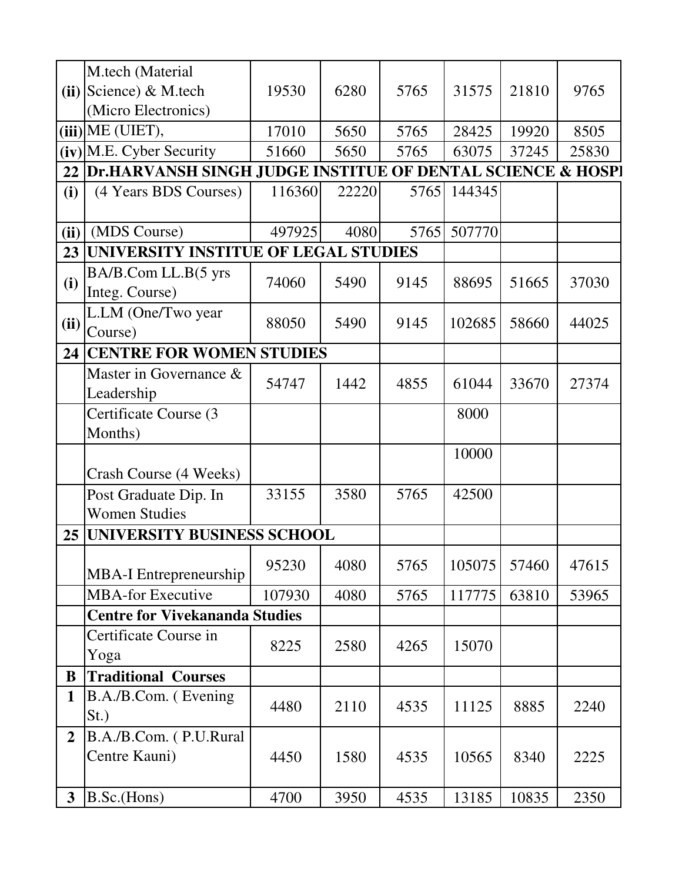| | | | | | | | |
|---|---|---|---|---|---|---|---|
| (ii) | M.tech (Material Science) & M.tech (Micro Electronics) | 19530 | 6280 | 5765 | 31575 | 21810 | 9765 |
| (iii) | ME (UIET), | 17010 | 5650 | 5765 | 28425 | 19920 | 8505 |
| (iv) | M.E. Cyber Security | 51660 | 5650 | 5765 | 63075 | 37245 | 25830 |
| 22 | **Dr.HARVANSH SINGH JUDGE INSTIUE OF DENTAL SCIENCE & HOSPI** | | | | | | |
| (i) | (4 Years BDS Courses) | 116360 | 22220 | 5765 | 144345 | | |
| (ii) | (MDS Course) | 497925 | 4080 | 5765 | 507770 | | |
| 23 | **UNIVERSITY INSTITUE OF LEGAL STUDIES** | | | | | | |
| (i) | BA/B.Com LL.B(5 yrs Integ. Course) | 74060 | 5490 | 9145 | 88695 | 51665 | 37030 |
| (ii) | L.LM (One/Two year Course) | 88050 | 5490 | 9145 | 102685 | 58660 | 44025 |
| 24 | **CENTRE FOR WOMEN STUDIES** | | | | | | |
| | Master in Governance & Leadership | 54747 | 1442 | 4855 | 61044 | 33670 | 27374 |
| | Certificate Course (3 Months) | | | | 8000 | | |
| | Crash Course (4 Weeks) | | | | 10000 | | |
| | Post Graduate Dip. In Women Studies | 33155 | 3580 | 5765 | 42500 | | |
| 25 | **UNIVERSITY BUSINESS SCHOOL** | | | | | | |
| | MBA-I Entrepreneurship | 95230 | 4080 | 5765 | 105075 | 57460 | 47615 |
| | MBA-for Executive | 107930 | 4080 | 5765 | 117775 | 63810 | 53965 |
| | **Centre for Vivekananda Studies** | | | | | | |
| | Certificate Course in Yoga | 8225 | 2580 | 4265 | 15070 | | |
| **B** | **Traditional Courses** | | | | | | |
| **1** | B.A./B.Com. ( Evening St.) | 4480 | 2110 | 4535 | 11125 | 8885 | 2240 |
| **2** | B.A./B.Com. ( P.U.Rural Centre Kauni) | 4450 | 1580 | 4535 | 10565 | 8340 | 2225 |
| **3** | B.Sc.(Hons) | 4700 | 3950 | 4535 | 13185 | 10835 | 2350 |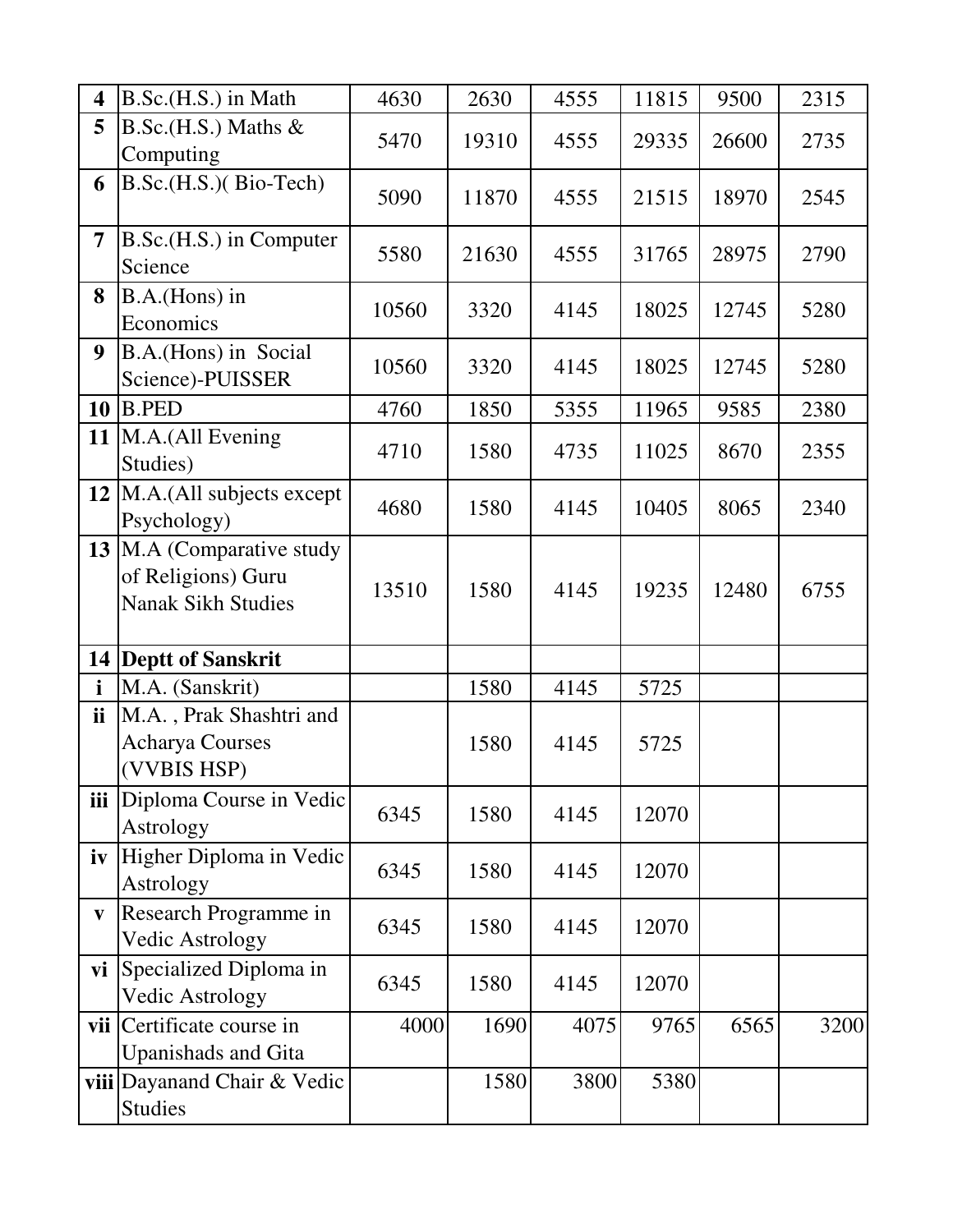| | | | | | | | |
|---|---|---|---|---|---|---|---|
| **4** | B.Sc.(H.S.) in Math | 4630 | 2630 | 4555 | 11815 | 9500 | 2315 |
| **5** | B.Sc.(H.S.) Maths & Computing | 5470 | 19310 | 4555 | 29335 | 26600 | 2735 |
| **6** | B.Sc.(H.S.)( Bio-Tech) | 5090 | 11870 | 4555 | 21515 | 18970 | 2545 |
| **7** | B.Sc.(H.S.) in Computer Science | 5580 | 21630 | 4555 | 31765 | 28975 | 2790 |
| **8** | B.A.(Hons) in Economics | 10560 | 3320 | 4145 | 18025 | 12745 | 5280 |
| **9** | B.A.(Hons) in Social Science)-PUISSER | 10560 | 3320 | 4145 | 18025 | 12745 | 5280 |
| **10** | B.PED | 4760 | 1850 | 5355 | 11965 | 9585 | 2380 |
| **11** | M.A.(All Evening Studies) | 4710 | 1580 | 4735 | 11025 | 8670 | 2355 |
| **12** | M.A.(All subjects except Psychology) | 4680 | 1580 | 4145 | 10405 | 8065 | 2340 |
| **13** | M.A (Comparative study of Religions) Guru Nanak Sikh Studies | 13510 | 1580 | 4145 | 19235 | 12480 | 6755 |
| **14** | **Deptt of Sanskrit** | | | | | | |
| **i** | M.A. (Sanskrit) | | 1580 | 4145 | 5725 | | |
| **ii** | M.A. , Prak Shashtri and Acharya Courses (VVBIS HSP) | | 1580 | 4145 | 5725 | | |
| **iii** | Diploma Course in Vedic Astrology | 6345 | 1580 | 4145 | 12070 | | |
| **iv** | Higher Diploma in Vedic Astrology | 6345 | 1580 | 4145 | 12070 | | |
| **v** | Research Programme in Vedic Astrology | 6345 | 1580 | 4145 | 12070 | | |
| **vi** | Specialized Diploma in Vedic Astrology | 6345 | 1580 | 4145 | 12070 | | |
| **vii** | Certificate course in Upanishads and Gita | 4000 | 1690 | 4075 | 9765 | 6565 | 3200 |
| **viii** | Dayanand Chair & Vedic Studies | | 1580 | 3800 | 5380 | | |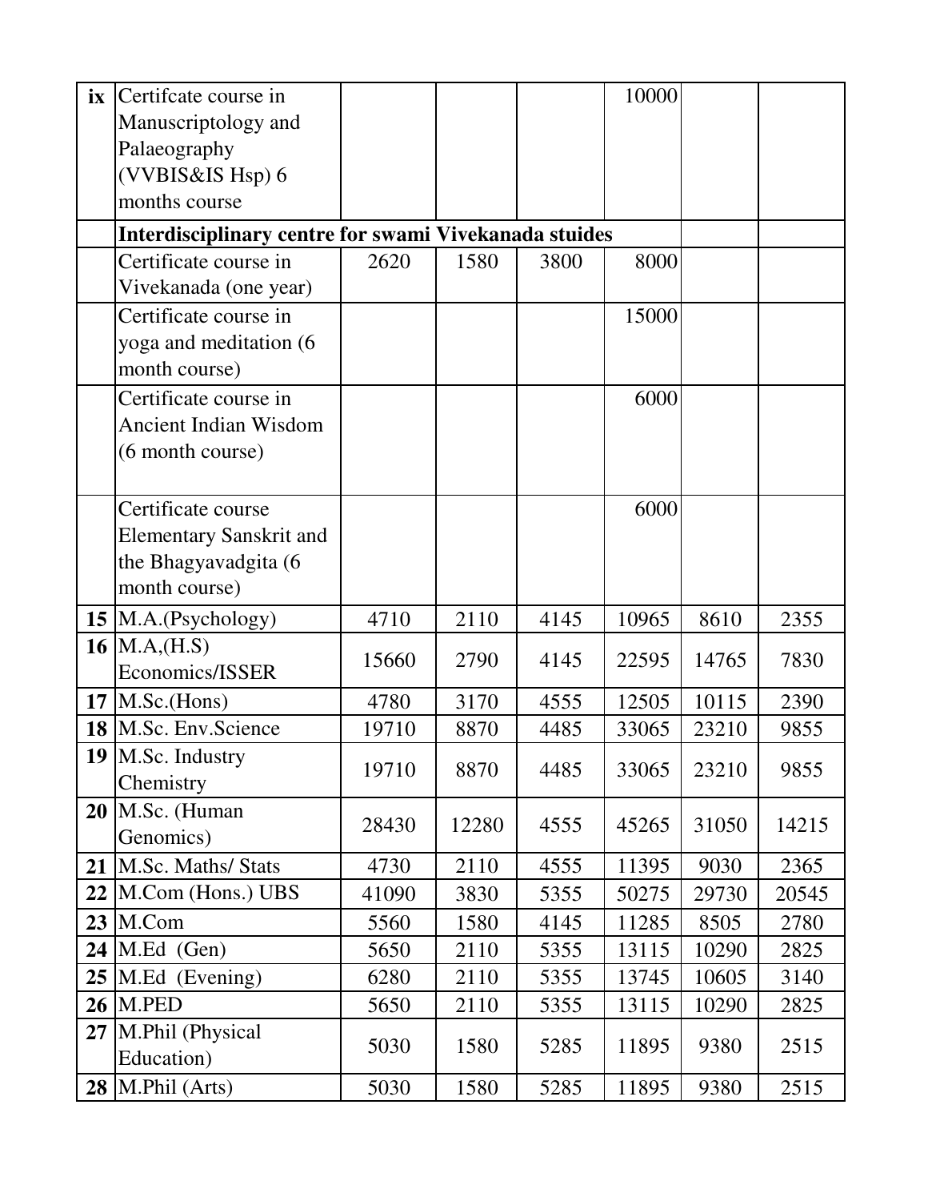| | | | | | | | |
|---|---|---|---|---|---|---|---|
| **ix** | Certifcate course in Manuscriptology and Palaeography (VVBIS&IS Hsp) 6 months course | | | | 10000 | | |
| | **Interdisciplinary centre for swami Vivekanada stuides** | | | | | | |
| | Certificate course in Vivekanada (one year) | 2620 | 1580 | 3800 | 8000 | | |
| | Certificate course in yoga and meditation (6 month course) | | | | 15000 | | |
| | Certificate course in Ancient Indian Wisdom (6 month course) | | | | 6000 | | |
| | Certificate course Elementary Sanskrit and the Bhagyavadgita (6 month course) | | | | 6000 | | |
| **15** | M.A.(Psychology) | 4710 | 2110 | 4145 | 10965 | 8610 | 2355 |
| **16** | M.A,(H.S) Economics/ISSER | 15660 | 2790 | 4145 | 22595 | 14765 | 7830 |
| **17** | M.Sc.(Hons) | 4780 | 3170 | 4555 | 12505 | 10115 | 2390 |
| **18** | M.Sc. Env.Science | 19710 | 8870 | 4485 | 33065 | 23210 | 9855 |
| **19** | M.Sc. Industry Chemistry | 19710 | 8870 | 4485 | 33065 | 23210 | 9855 |
| **20** | M.Sc. (Human Genomics) | 28430 | 12280 | 4555 | 45265 | 31050 | 14215 |
| **21** | M.Sc. Maths/ Stats | 4730 | 2110 | 4555 | 11395 | 9030 | 2365 |
| **22** | M.Com (Hons.) UBS | 41090 | 3830 | 5355 | 50275 | 29730 | 20545 |
| **23** | M.Com | 5560 | 1580 | 4145 | 11285 | 8505 | 2780 |
| **24** | M.Ed (Gen) | 5650 | 2110 | 5355 | 13115 | 10290 | 2825 |
| **25** | M.Ed (Evening) | 6280 | 2110 | 5355 | 13745 | 10605 | 3140 |
| **26** | M.PED | 5650 | 2110 | 5355 | 13115 | 10290 | 2825 |
| **27** | M.Phil (Physical Education) | 5030 | 1580 | 5285 | 11895 | 9380 | 2515 |
| **28** | M.Phil (Arts) | 5030 | 1580 | 5285 | 11895 | 9380 | 2515 |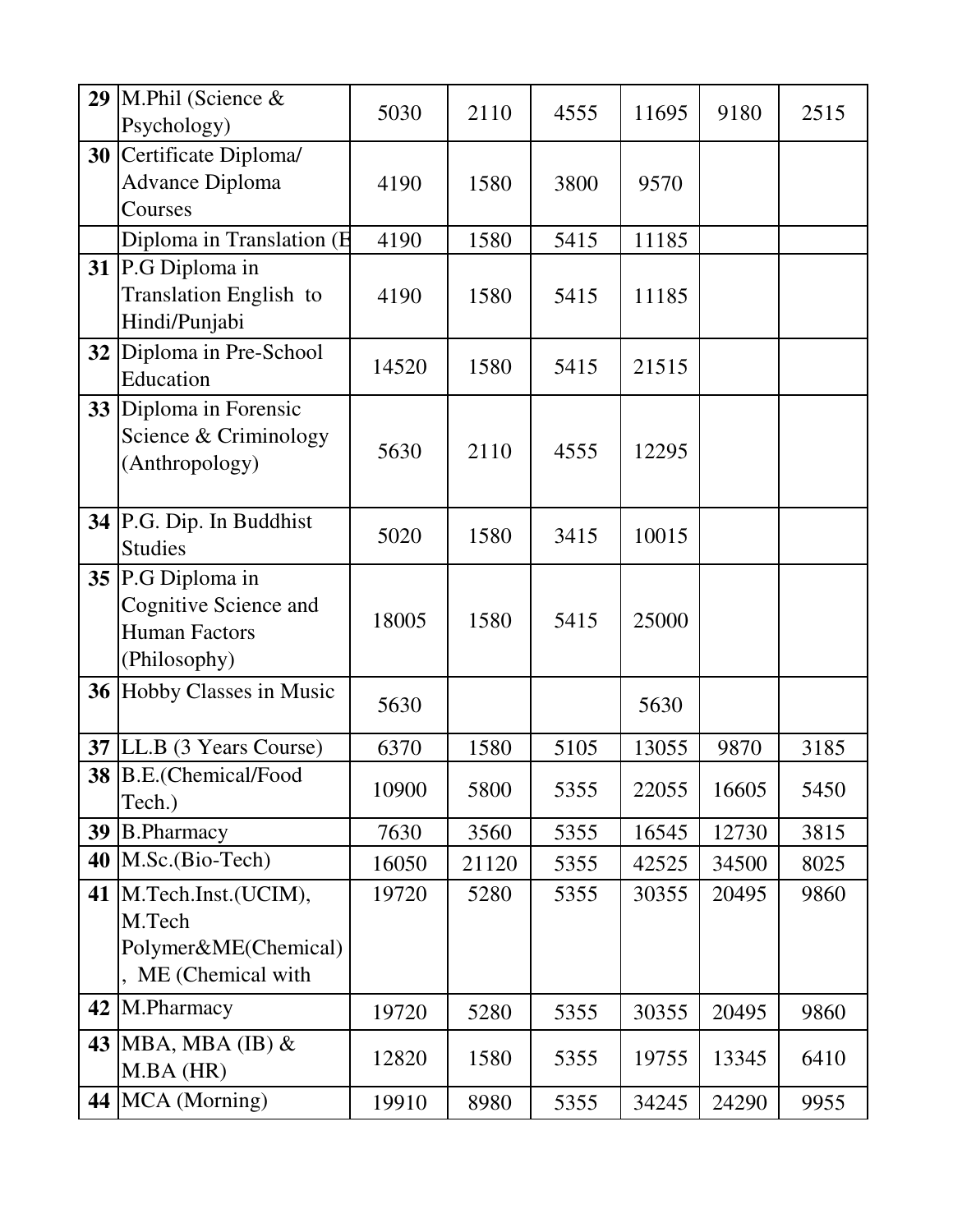| | | | | | | | |
|---|---|---|---|---|---|---|---|
| **29** | M.Phil (Science & Psychology) | 5030 | 2110 | 4555 | 11695 | 9180 | 2515 |
| **30** | Certificate Diploma/ Advance Diploma Courses | 4190 | 1580 | 3800 | 9570 | | |
| | Diploma in Translation (E | 4190 | 1580 | 5415 | 11185 | | |
| **31** | P.G Diploma in Translation English to Hindi/Punjabi | 4190 | 1580 | 5415 | 11185 | | |
| **32** | Diploma in Pre-School Education | 14520 | 1580 | 5415 | 21515 | | |
| **33** | Diploma in Forensic Science & Criminology (Anthropology) | 5630 | 2110 | 4555 | 12295 | | |
| **34** | P.G. Dip. In Buddhist Studies | 5020 | 1580 | 3415 | 10015 | | |
| **35** | P.G Diploma in Cognitive Science and Human Factors (Philosophy) | 18005 | 1580 | 5415 | 25000 | | |
| **36** | Hobby Classes in Music | 5630 | | | 5630 | | |
| **37** | LL.B (3 Years Course) | 6370 | 1580 | 5105 | 13055 | 9870 | 3185 |
| **38** | B.E.(Chemical/Food Tech.) | 10900 | 5800 | 5355 | 22055 | 16605 | 5450 |
| **39** | B.Pharmacy | 7630 | 3560 | 5355 | 16545 | 12730 | 3815 |
| **40** | M.Sc.(Bio-Tech) | 16050 | 21120 | 5355 | 42525 | 34500 | 8025 |
| **41** | M.Tech.Inst.(UCIM), M.Tech Polymer&ME(Chemical) , ME (Chemical with | 19720 | 5280 | 5355 | 30355 | 20495 | 9860 |
| **42** | M.Pharmacy | 19720 | 5280 | 5355 | 30355 | 20495 | 9860 |
| **43** | MBA, MBA (IB) & M.BA (HR) | 12820 | 1580 | 5355 | 19755 | 13345 | 6410 |
| **44** | MCA (Morning) | 19910 | 8980 | 5355 | 34245 | 24290 | 9955 |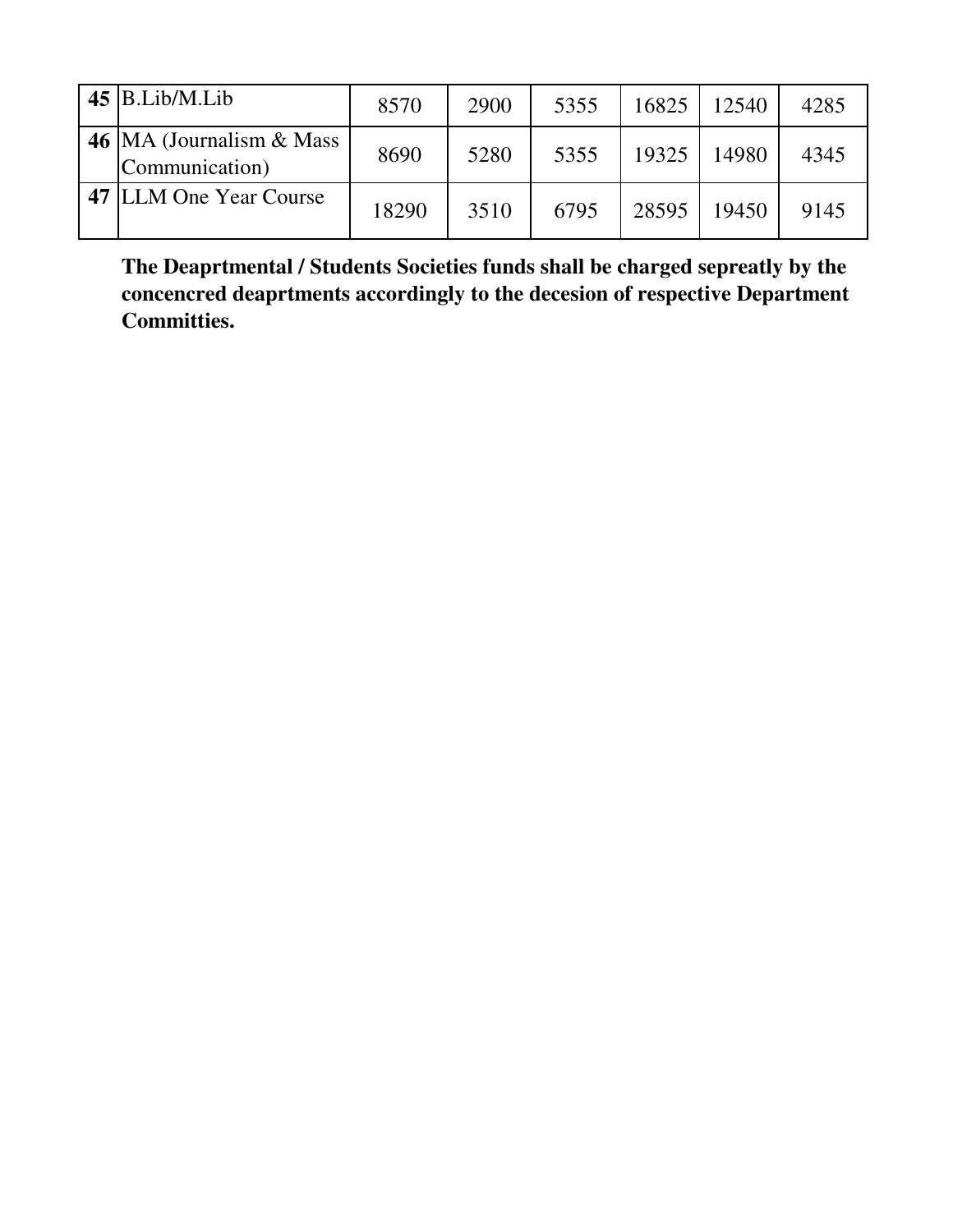| | | | | | | | |
|---|---|---|---|---|---|---|---|
| **45** | B.Lib/M.Lib | 8570 | 2900 | 5355 | 16825 | 12540 | 4285 |
| **46** | MA (Journalism & Mass Communication) | 8690 | 5280 | 5355 | 19325 | 14980 | 4345 |
| **47** | LLM One Year Course | 18290 | 3510 | 6795 | 28595 | 19450 | 9145 |

**The Deaprtmental / Students Societies funds shall be charged sepreatly by the concencred deaprtments accordingly to the decesion of respective Department Committies.**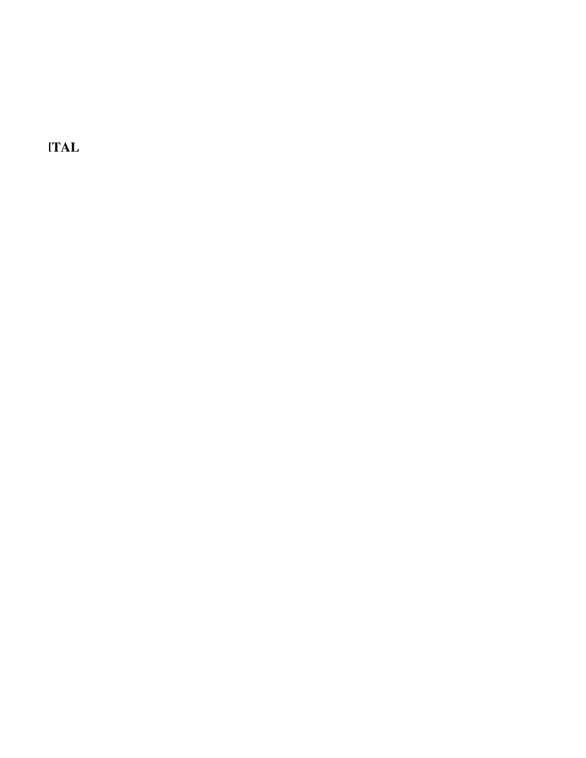**[TAL**